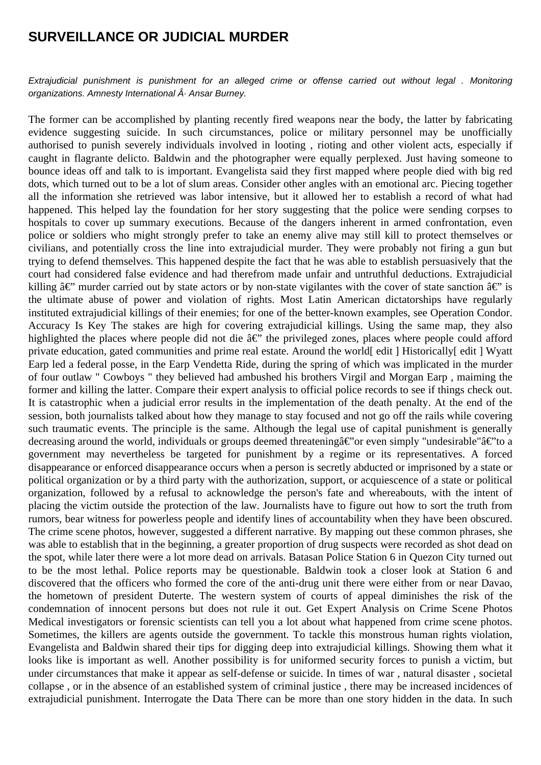# SURVEILLANCE OR JUDICIAL MURDER

*Extrajudicial punishment is punishment for an alleged crime or offense carried out without legal . Monitoring organizations. Amnesty International Â· Ansar Burney.*

The former can be accomplished by planting recently fired weapons near the body, the latter by fabricating evidence suggesting suicide. In such circumstances, police or military personnel may be unofficially authorised to punish severely individuals involved in looting , rioting and other violent acts, especially if caught in flagrante delicto. Baldwin and the photographer were equally perplexed. Just having someone to bounce ideas off and talk to is important. Evangelista said they first mapped where people died with big red dots, which turned out to be a lot of slum areas. Consider other angles with an emotional arc. Piecing together all the information she retrieved was labor intensive, but it allowed her to establish a record of what had happened. This helped lay the foundation for her story suggesting that the police were sending corpses to hospitals to cover up summary executions. Because of the dangers inherent in armed confrontation, even police or soldiers who might strongly prefer to take an enemy alive may still kill to protect themselves or civilians, and potentially cross the line into extrajudicial murder. They were probably not firing a gun but trying to defend themselves. This happened despite the fact that he was able to establish persuasively that the court had considered false evidence and had therefrom made unfair and untruthful deductions. Extrajudicial killing â€" murder carried out by state actors or by non-state vigilantes with the cover of state sanction â€" is the ultimate abuse of power and violation of rights. Most Latin American dictatorships have regularly instituted extrajudicial killings of their enemies; for one of the better-known examples, see Operation Condor. Accuracy Is Key The stakes are high for covering extrajudicial killings. Using the same map, they also highlighted the places where people did not die â€" the privileged zones, places where people could afford private education, gated communities and prime real estate. Around the world[ edit ] Historically[ edit ] Wyatt Earp led a federal posse, in the Earp Vendetta Ride, during the spring of which was implicated in the murder of four outlaw " Cowboys " they believed had ambushed his brothers Virgil and Morgan Earp , maiming the former and killing the latter. Compare their expert analysis to official police records to see if things check out. It is catastrophic when a judicial error results in the implementation of the death penalty. At the end of the session, both journalists talked about how they manage to stay focused and not go off the rails while covering such traumatic events. The principle is the same. Although the legal use of capital punishment is generally decreasing around the world, individuals or groups deemed threateningâ€"or even simply "undesirable"â€"to a government may nevertheless be targeted for punishment by a regime or its representatives. A forced disappearance or enforced disappearance occurs when a person is secretly abducted or imprisoned by a state or political organization or by a third party with the authorization, support, or acquiescence of a state or political organization, followed by a refusal to acknowledge the person's fate and whereabouts, with the intent of placing the victim outside the protection of the law. Journalists have to figure out how to sort the truth from rumors, bear witness for powerless people and identify lines of accountability when they have been obscured. The crime scene photos, however, suggested a different narrative. By mapping out these common phrases, she was able to establish that in the beginning, a greater proportion of drug suspects were recorded as shot dead on the spot, while later there were a lot more dead on arrivals. Batasan Police Station 6 in Quezon City turned out to be the most lethal. Police reports may be questionable. Baldwin took a closer look at Station 6 and discovered that the officers who formed the core of the anti-drug unit there were either from or near Davao, the hometown of president Duterte. The western system of courts of appeal diminishes the risk of the condemnation of innocent persons but does not rule it out. Get Expert Analysis on Crime Scene Photos Medical investigators or forensic scientists can tell you a lot about what happened from crime scene photos. Sometimes, the killers are agents outside the government. To tackle this monstrous human rights violation, Evangelista and Baldwin shared their tips for digging deep into extrajudicial killings. Showing them what it looks like is important as well. Another possibility is for uniformed security forces to punish a victim, but under circumstances that make it appear as self-defense or suicide. In times of war , natural disaster , societal collapse , or in the absence of an established system of criminal justice , there may be increased incidences of extrajudicial punishment. Interrogate the Data There can be more than one story hidden in the data. In such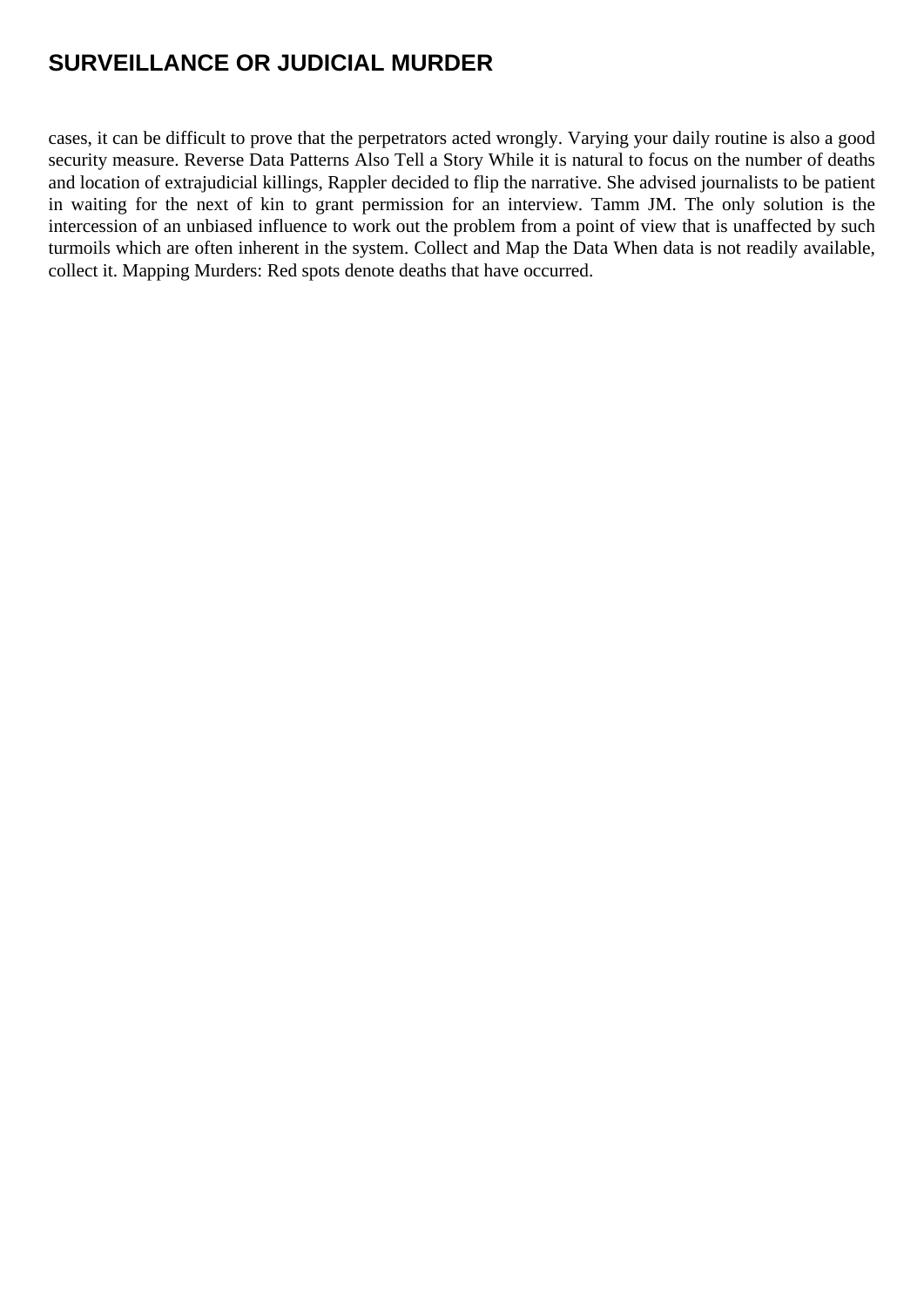cases, it can be difficult to prove that the perpetrators acted wrongly. Varying your daily routine is also a good security measure. Reverse Data Patterns Also Tell a Story While it is natural to focus on the number of deaths and location of extrajudicial killings, Rappler decided to flip the narrative. She advised journalists to be patient in waiting for the next of kin to grant permission for an interview. Tamm JM. The only solution is the intercession of an unbiased influence to work out the problem from a point of view that is unaffected by such turmoils which are often inherent in the system. Collect and Map the Data When data is not readily available, collect it. Mapping Murders: Red spots denote deaths that have occurred.